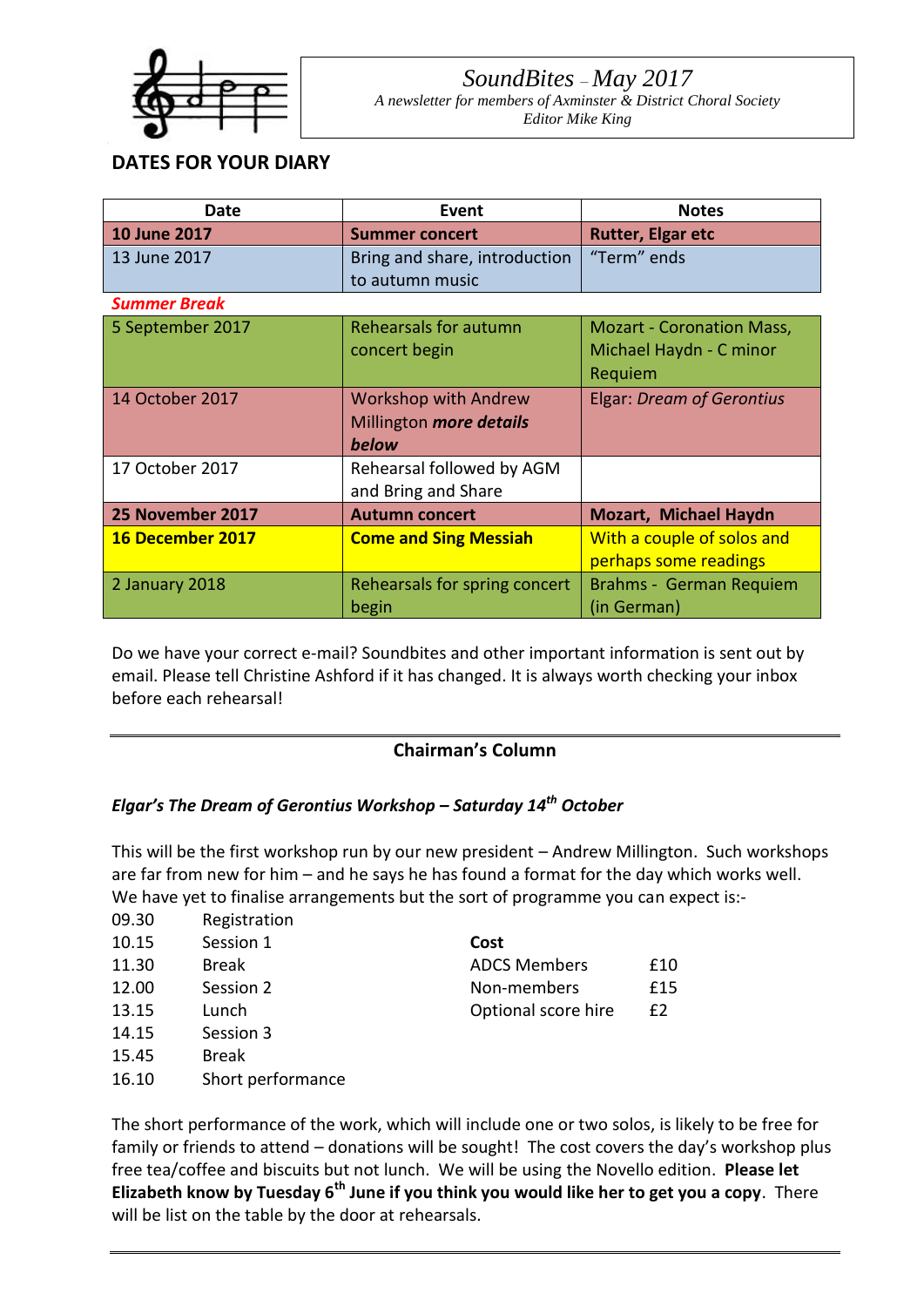# *SoundBites – May 2017*

*A newsletter for members of Axminster & District Choral Society*
*Editor Mike King*

## DATES FOR YOUR DIARY

| Date | Event | Notes |
|---|---|---|
| **10 June 2017** | **Summer concert** | **Rutter, Elgar etc** |
| 13 June 2017 | Bring and share, introduction to autumn music | "Term" ends |
| ***Summer Break*** | | |
| 5 September 2017 | Rehearsals for autumn concert begin | Mozart - Coronation Mass, Michael Haydn - C minor Requiem |
| 14 October 2017 | Workshop with Andrew Millington ***more details below*** | Elgar: *Dream of Gerontius* |
| 17 October 2017 | Rehearsal followed by AGM and Bring and Share | |
| **25 November 2017** | **Autumn concert** | **Mozart, Michael Haydn** |
| **16 December 2017** | **Come and Sing Messiah** | With a couple of solos and perhaps some readings |
| 2 January 2018 | Rehearsals for spring concert begin | Brahms - German Requiem (in German) |

Do we have your correct e-mail? Soundbites and other important information is sent out by email. Please tell Christine Ashford if it has changed. It is always worth checking your inbox before each rehearsal!

---

## Chairman's Column

### *Elgar's The Dream of Gerontius Workshop – Saturday 14th October*

This will be the first workshop run by our new president – Andrew Millington. Such workshops are far from new for him – and he says he has found a format for the day which works well. We have yet to finalise arrangements but the sort of programme you can expect is:-

| | |
|---|---|
| 09.30 | Registration |
| 10.15 | Session 1 |
| 11.30 | Break |
| 12.00 | Session 2 |
| 13.15 | Lunch |
| 14.15 | Session 3 |
| 15.45 | Break |
| 16.10 | Short performance |

| **Cost** | |
|---|---|
| ADCS Members | £10 |
| Non-members | £15 |
| Optional score hire | £2 |

The short performance of the work, which will include one or two solos, is likely to be free for family or friends to attend – donations will be sought! The cost covers the day's workshop plus free tea/coffee and biscuits but not lunch. We will be using the Novello edition. **Please let Elizabeth know by Tuesday 6th June if you think you would like her to get you a copy**. There will be list on the table by the door at rehearsals.

---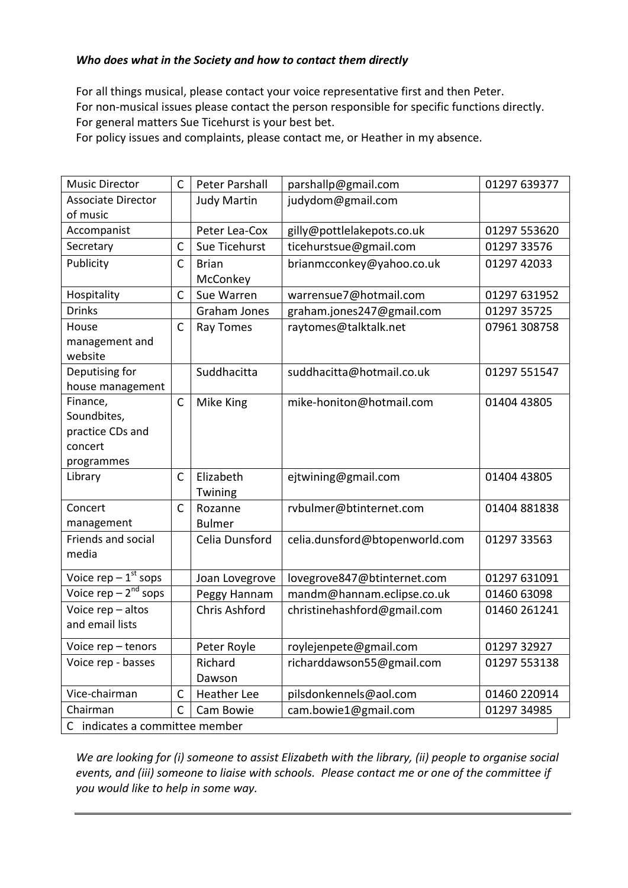***Who does what in the Society and how to contact them directly***

For all things musical, please contact your voice representative first and then Peter.
For non-musical issues please contact the person responsible for specific functions directly.
For general matters Sue Ticehurst is your best bet.
For policy issues and complaints, please contact me, or Heather in my absence.

| | | | | |
|---|---|---|---|---|
| Music Director | C | Peter Parshall | parshallp@gmail.com | 01297 639377 |
| Associate Director of music | | Judy Martin | judydom@gmail.com | |
| Accompanist | | Peter Lea-Cox | gilly@pottlelakepots.co.uk | 01297 553620 |
| Secretary | C | Sue Ticehurst | ticehurstsue@gmail.com | 01297 33576 |
| Publicity | C | Brian McConkey | brianmcconkey@yahoo.co.uk | 01297 42033 |
| Hospitality | C | Sue Warren | warrensue7@hotmail.com | 01297 631952 |
| Drinks | | Graham Jones | graham.jones247@gmail.com | 01297 35725 |
| House management and website | C | Ray Tomes | raytomes@talktalk.net | 07961 308758 |
| Deputising for house management | | Suddhacitta | suddhacitta@hotmail.co.uk | 01297 551547 |
| Finance, Soundbites, practice CDs and concert programmes | C | Mike King | mike-honiton@hotmail.com | 01404 43805 |
| Library | C | Elizabeth Twining | ejtwining@gmail.com | 01404 43805 |
| Concert management | C | Rozanne Bulmer | rvbulmer@btinternet.com | 01404 881838 |
| Friends and social media | | Celia Dunsford | celia.dunsford@btopenworld.com | 01297 33563 |
| Voice rep – 1st sops | | Joan Lovegrove | lovegrove847@btinternet.com | 01297 631091 |
| Voice rep – 2nd sops | | Peggy Hannam | mandm@hannam.eclipse.co.uk | 01460 63098 |
| Voice rep – altos and email lists | | Chris Ashford | christinehashford@gmail.com | 01460 261241 |
| Voice rep – tenors | | Peter Royle | roylejenpete@gmail.com | 01297 32927 |
| Voice rep - basses | | Richard Dawson | richarddawson55@gmail.com | 01297 553138 |
| Vice-chairman | C | Heather Lee | pilsdonkennels@aol.com | 01460 220914 |
| Chairman | C | Cam Bowie | cam.bowie1@gmail.com | 01297 34985 |
| C indicates a committee member | | | | |

*We are looking for (i) someone to assist Elizabeth with the library, (ii) people to organise social events, and (iii) someone to liaise with schools. Please contact me or one of the committee if you would like to help in some way.*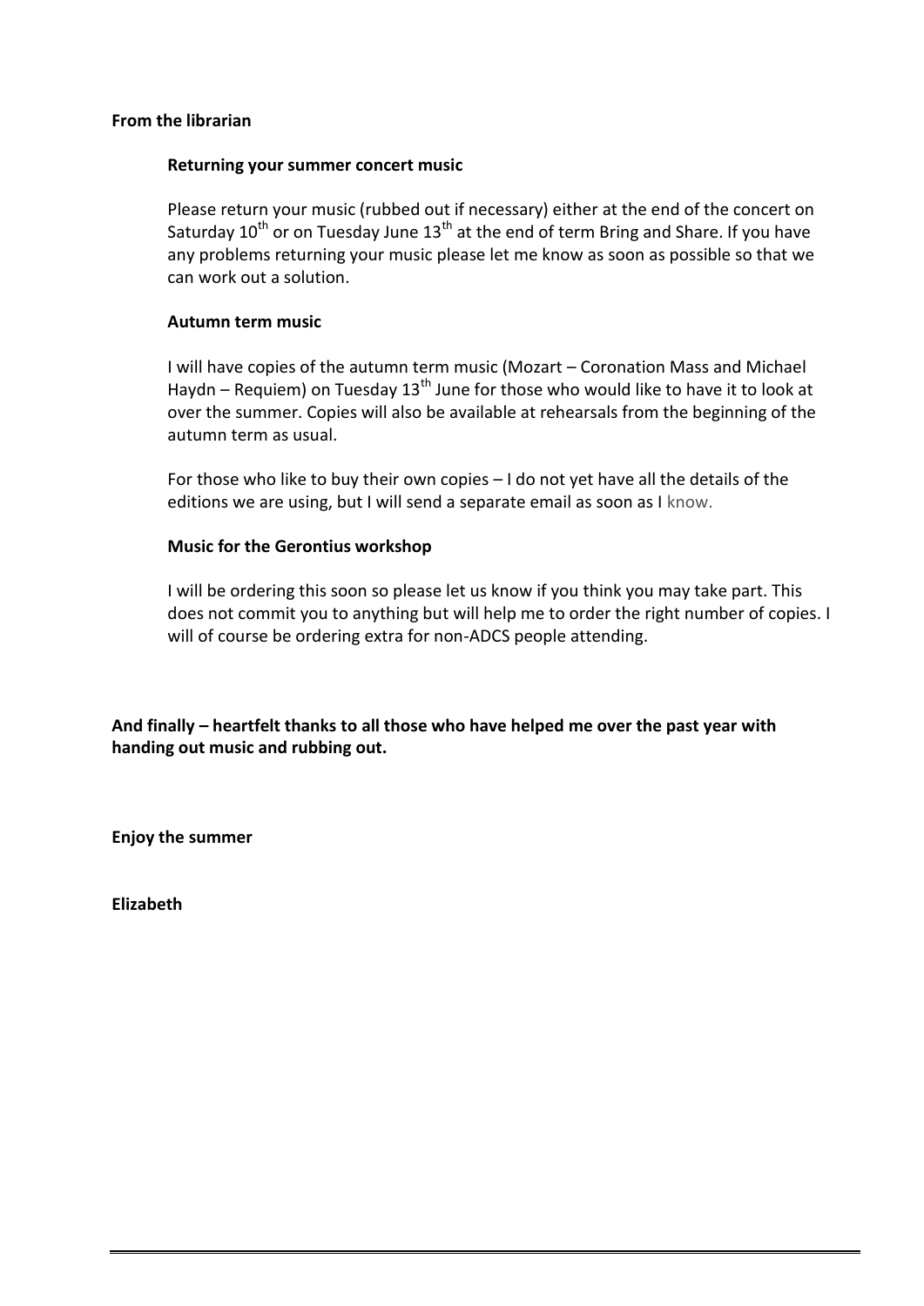**From the librarian**

**Returning your summer concert music**

Please return your music (rubbed out if necessary) either at the end of the concert on Saturday 10th or on Tuesday June 13th at the end of term Bring and Share. If you have any problems returning your music please let me know as soon as possible so that we can work out a solution.

**Autumn term music**

I will have copies of the autumn term music (Mozart – Coronation Mass and Michael Haydn – Requiem) on Tuesday 13th June for those who would like to have it to look at over the summer. Copies will also be available at rehearsals from the beginning of the autumn term as usual.

For those who like to buy their own copies – I do not yet have all the details of the editions we are using, but I will send a separate email as soon as I know.

**Music for the Gerontius workshop**

I will be ordering this soon so please let us know if you think you may take part. This does not commit you to anything but will help me to order the right number of copies. I will of course be ordering extra for non-ADCS people attending.

**And finally – heartfelt thanks to all those who have helped me over the past year with handing out music and rubbing out.**

**Enjoy the summer**

**Elizabeth**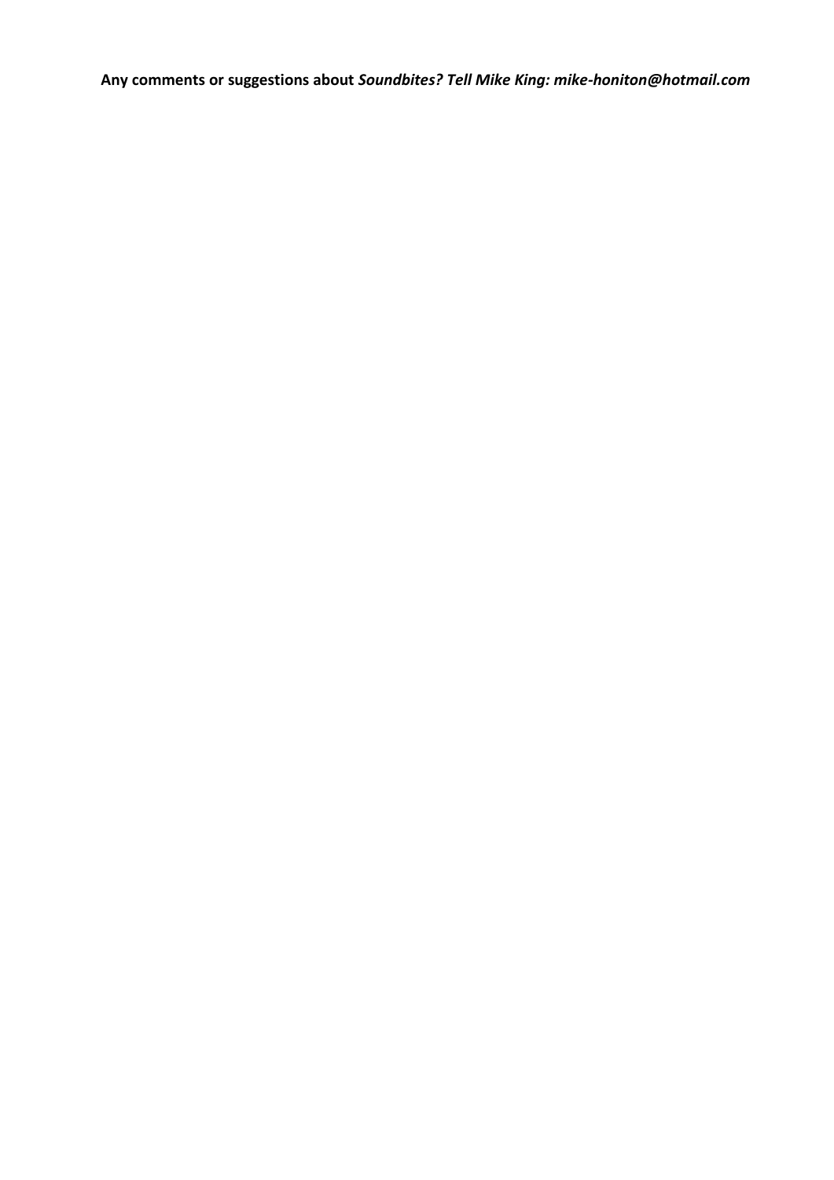**Any comments or suggestions about *Soundbites? Tell Mike King: mike-honiton@hotmail.com***